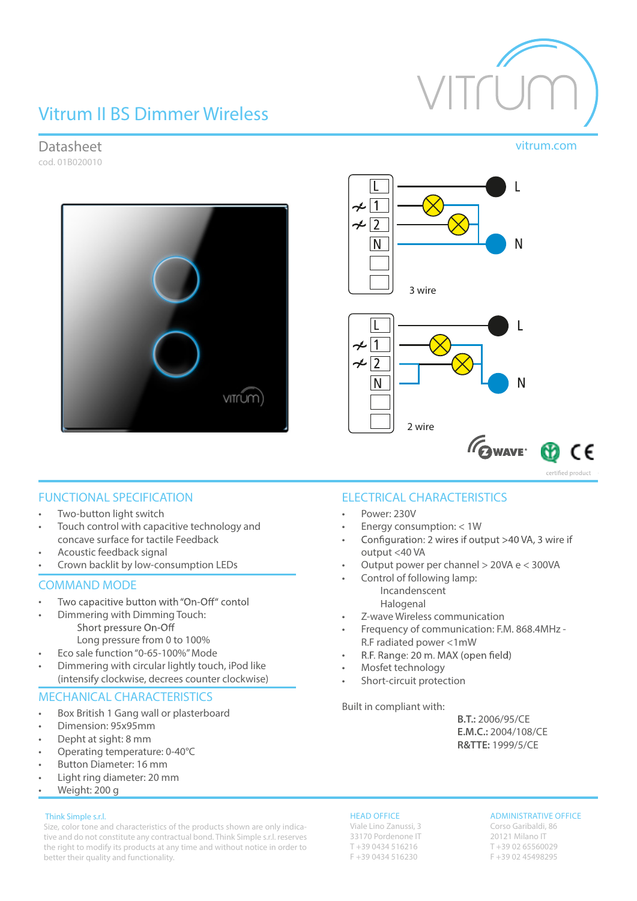# Vitrum II BS Dimmer Wireless

## Datasheet

cod. 01B020010

vitrum.com

3 wire

2 wire

certified product

## FUNCTIONAL SPECIFICATION

- Two-button light switch
- Touch control with capacitive technology and concave surface for tactile Feedback
- Acoustic feedback signal
- Crown backlit by low-consumption LEDs

## COMMAND MODE

- Two capacitive button with "On-Off" contol
- Dimmering with Dimming Touch:
  - Short pressure On-Off
  - Long pressure from 0 to 100%
- Eco sale function "0-65-100%" Mode
- Dimmering with circular lightly touch, iPod like (intensify clockwise, decrees counter clockwise)

## MECHANICAL CHARACTERISTICS

- Box British 1 Gang wall or plasterboard
- Dimension: 95x95mm
- Depht at sight: 8 mm
- Operating temperature: 0-40°C
- Button Diameter: 16 mm
- Light ring diameter: 20 mm
- Weight: 200 g

## ELECTRICAL CHARACTERISTICS

- Power: 230V
- Energy consumption: < 1W
- Configuration: 2 wires if output >40 VA, 3 wire if output <40 VA
- Output power per channel > 20VA e < 300VA
- Control of following lamp:
  - Incandescent
  - Halogenal
- Z-wave Wireless communication
- Frequency of communication: F.M. 868.4MHz - R.F radiated power <1mW
- R.F. Range: 20 m. MAX (open field)
- Mosfet technology
- Short-circuit protection

Built in compliant with:

**B.T.:** 2006/95/CE
**E.M.C.:** 2004/108/CE
**R&TTE:** 1999/5/CE

Think Simple s.r.l.

Size, color tone and characteristics of the products shown are only indicative and do not constitute any contractual bond. Think Simple s.r.l. reserves the right to modify its products at any time and without notice in order to better their quality and functionality.

HEAD OFFICE
Viale Lino Zanussi, 3
33170 Pordenone IT
T +39 0434 516216
F +39 0434 516230

ADMINISTRATIVE OFFICE
Corso Garibaldi, 86
20121 Milano IT
T +39 02 65560029
F +39 02 45498295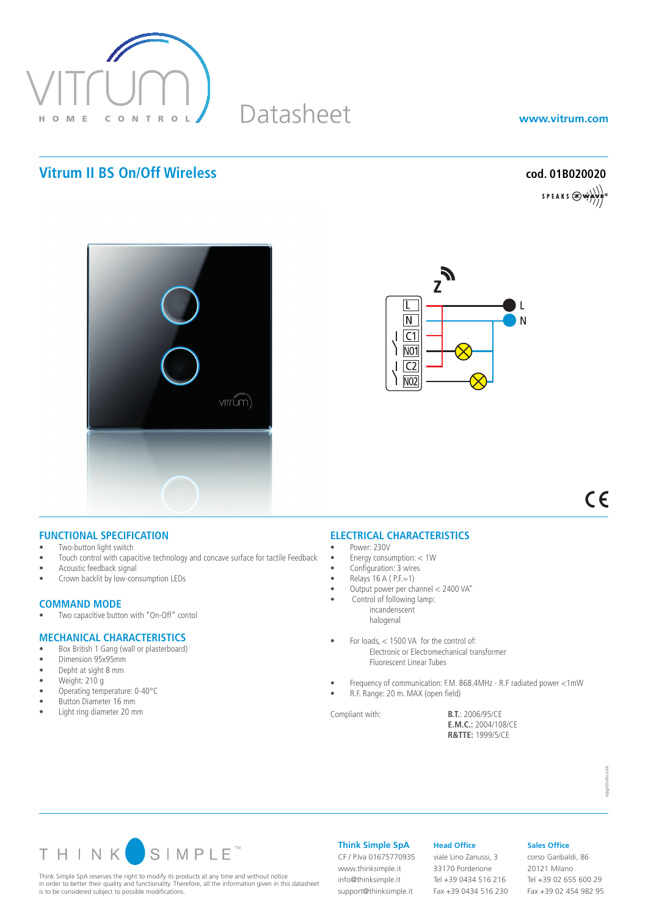VITRUM HOME CONTROL

Datasheet

www.vitrum.com

# Vitrum II BS On/Off Wireless

**cod. 01B020020**

SPEAKS Z-WAVE

## FUNCTIONAL SPECIFICATION

- Two-button light switch
- Touch control with capacitive technology and concave surface for tactile Feedback
- Acoustic feedback signal
- Crown backlit by low-consumption LEDs

## COMMAND MODE

- Two capacitive button with "On-Off" contol

## MECHANICAL CHARACTERISTICS

- Box British 1 Gang (wall or plasterboard)
- Dimension 95x95mm
- Depht at sight 8 mm
- Weight: 210 g
- Operating temperature: 0-40°C
- Button Diameter 16 mm
- Light ring diameter 20 mm

## ELECTRICAL CHARACTERISTICS

- Power: 230V
- Energy consumption: < 1W
- Configuration: 3 wires
- Relays 16 A ( P.F.=1)
- Output power per channel < 2400 VA"
- Control of following lamp:
  - incandescent
  - halogenal
- For loads, < 1500 VA for the control of:
  - Electronic or Electromechanical transformer
  - Fluorescent Linear Tubes
- Frequency of communication: F.M. 868.4MHz - R.F radiated power <1mW
- R.F. Range: 20 m. MAX (open field)

Compliant with:

**B.T.**: 2006/95/CE
**E.M.C.:** 2004/108/CE
**R&TTE:** 1999/5/CE

THINK SIMPLE™

Think Simple SpA reserves the right to modify its products at any time and without notice in order to better their quality and functionality. Therefore, all the information given in this datasheet is to be considered subject to possible modifications.

**Think Simple SpA**
CF / P.Iva 01675770935
www.thinksimple.it
info@thinksimple.it
support@thinksimple.it

**Head Office**
viale Lino Zanussi, 3
33170 Pordenone
Tel +39 0434 516 216
Fax +39 0434 516 230

**Sales Office**
corso Garibaldi, 86
20121 Milano
Tel +39 02 655 600 29
Fax +39 02 454 982 95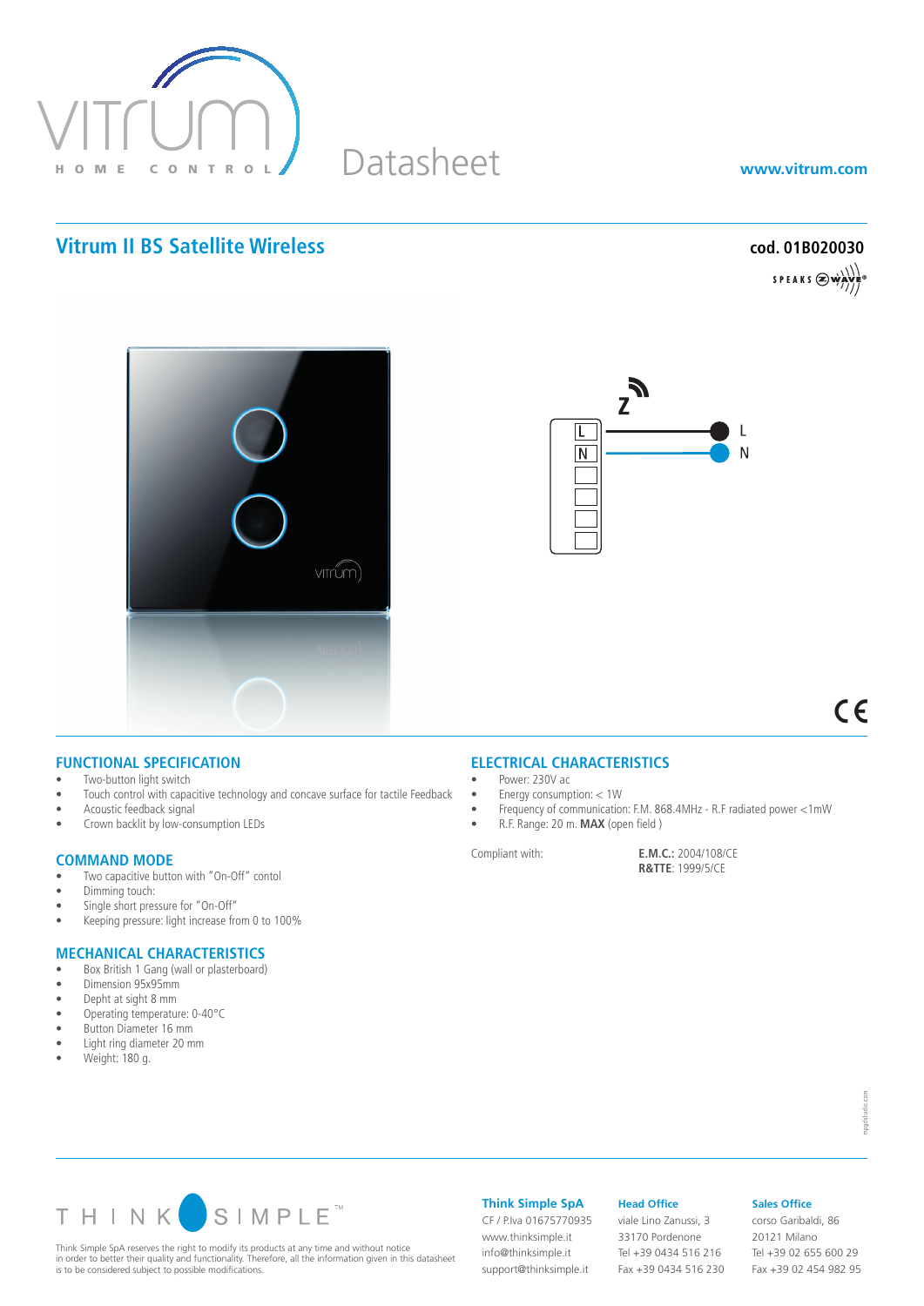VITRUM
HOME CONTROL

Datasheet

www.vitrum.com

## Vitrum II BS Satellite Wireless

**cod. 01B020030**

SPEAKS Z-WAVE

Z
L
N

## FUNCTIONAL SPECIFICATION

- Two-button light switch
- Touch control with capacitive technology and concave surface for tactile Feedback
- Acoustic feedback signal
- Crown backlit by low-consumption LEDs

## COMMAND MODE

- Two capacitive button with "On-Off" contol
- Dimming touch:
- Single short pressure for "On-Off"
- Keeping pressure: light increase from 0 to 100%

## MECHANICAL CHARACTERISTICS

- Box British 1 Gang (wall or plasterboard)
- Dimension 95x95mm
- Depht at sight 8 mm
- Operating temperature: 0-40°C
- Button Diameter 16 mm
- Light ring diameter 20 mm
- Weight: 180 g.

## ELECTRICAL CHARACTERISTICS

- Power: 230V ac
- Energy consumption: < 1W
- Frequency of communication: F.M. 868.4MHz - R.F radiated power <1mW
- R.F. Range: 20 m. **MAX** (open field )

Compliant with: **E.M.C.:** 2004/108/CE
**R&TTE**: 1999/5/CE

THINK SIMPLE™

Think Simple SpA reserves the right to modify its products at any time and without notice in order to better their quality and functionality. Therefore, all the information given in this datasheet is to be considered subject to possible modifications.

**Think Simple SpA**
CF / P.Iva 01675770935
www.thinksimple.it
info@thinksimple.it
support@thinksimple.it

**Head Office**
viale Lino Zanussi, 3
33170 Pordenone
Tel +39 0434 516 216
Fax +39 0434 516 230

**Sales Office**
corso Garibaldi, 86
20121 Milano
Tel +39 02 655 600 29
Fax +39 02 454 982 95